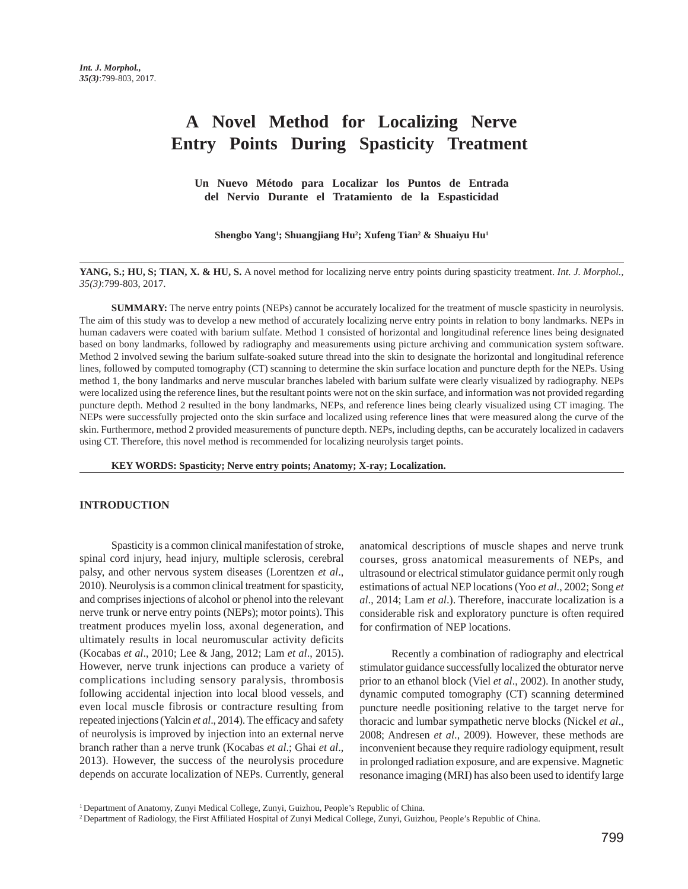# A Novel Method for Localizing Nerve Entry Points During Spasticity Treatment

## Un Nuevo Método para Localizar los Puntos de Entrada del Nervio Durante el Tratamiento de la Espasticidad

**Shengbo Yang[1]; Shuangjiang Hu[2]; Xufeng Tian[2] & Shuaiyu Hu[1]**

---

**YANG, S.; HU, S; TIAN, X. & HU, S.** A novel method for localizing nerve entry points during spasticity treatment. *Int. J. Morphol., 35(3)*:799-803, 2017.

**SUMMARY:** The nerve entry points (NEPs) cannot be accurately localized for the treatment of muscle spasticity in neurolysis. The aim of this study was to develop a new method of accurately localizing nerve entry points in relation to bony landmarks. NEPs in human cadavers were coated with barium sulfate. Method 1 consisted of horizontal and longitudinal reference lines being designated based on bony landmarks, followed by radiography and measurements using picture archiving and communication system software. Method 2 involved sewing the barium sulfate-soaked suture thread into the skin to designate the horizontal and longitudinal reference lines, followed by computed tomography (CT) scanning to determine the skin surface location and puncture depth for the NEPs. Using method 1, the bony landmarks and nerve muscular branches labeled with barium sulfate were clearly visualized by radiography. NEPs were localized using the reference lines, but the resultant points were not on the skin surface, and information was not provided regarding puncture depth. Method 2 resulted in the bony landmarks, NEPs, and reference lines being clearly visualized using CT imaging. The NEPs were successfully projected onto the skin surface and localized using reference lines that were measured along the curve of the skin. Furthermore, method 2 provided measurements of puncture depth. NEPs, including depths, can be accurately localized in cadavers using CT. Therefore, this novel method is recommended for localizing neurolysis target points.

**KEY WORDS: Spasticity; Nerve entry points; Anatomy; X-ray; Localization.**

---

## INTRODUCTION

Spasticity is a common clinical manifestation of stroke, spinal cord injury, head injury, multiple sclerosis, cerebral palsy, and other nervous system diseases (Lorentzen *et al*., 2010). Neurolysis is a common clinical treatment for spasticity, and comprises injections of alcohol or phenol into the relevant nerve trunk or nerve entry points (NEPs); motor points). This treatment produces myelin loss, axonal degeneration, and ultimately results in local neuromuscular activity deficits (Kocabas *et al*., 2010; Lee & Jang, 2012; Lam *et al*., 2015). However, nerve trunk injections can produce a variety of complications including sensory paralysis, thrombosis following accidental injection into local blood vessels, and even local muscle fibrosis or contracture resulting from repeated injections (Yalcin *et al*., 2014). The efficacy and safety of neurolysis is improved by injection into an external nerve branch rather than a nerve trunk (Kocabas *et al*.; Ghai *et al*., 2013). However, the success of the neurolysis procedure depends on accurate localization of NEPs. Currently, general anatomical descriptions of muscle shapes and nerve trunk courses, gross anatomical measurements of NEPs, and ultrasound or electrical stimulator guidance permit only rough estimations of actual NEP locations (Yoo *et al*., 2002; Song *et al*., 2014; Lam *et al*.). Therefore, inaccurate localization is a considerable risk and exploratory puncture is often required for confirmation of NEP locations.

Recently a combination of radiography and electrical stimulator guidance successfully localized the obturator nerve prior to an ethanol block (Viel *et al*., 2002). In another study, dynamic computed tomography (CT) scanning determined puncture needle positioning relative to the target nerve for thoracic and lumbar sympathetic nerve blocks (Nickel *et al*., 2008; Andresen *et al*., 2009). However, these methods are inconvenient because they require radiology equipment, result in prolonged radiation exposure, and are expensive. Magnetic resonance imaging (MRI) has also been used to identify large

[1] Department of Anatomy, Zunyi Medical College, Zunyi, Guizhou, People's Republic of China.
[2] Department of Radiology, the First Affiliated Hospital of Zunyi Medical College, Zunyi, Guizhou, People's Republic of China.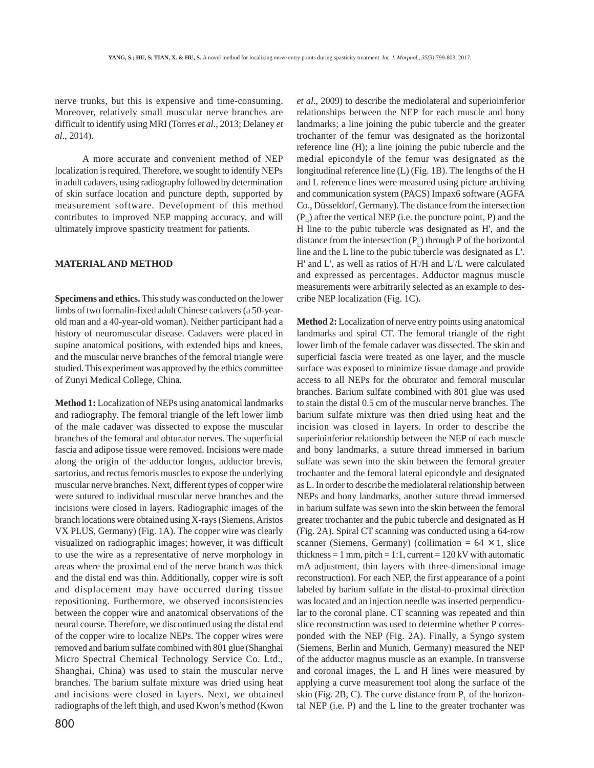nerve trunks, but this is expensive and time-consuming. Moreover, relatively small muscular nerve branches are difficult to identify using MRI (Torres *et al*., 2013; Delaney *et al*., 2014).

A more accurate and convenient method of NEP localization is required. Therefore, we sought to identify NEPs in adult cadavers, using radiography followed by determination of skin surface location and puncture depth, supported by measurement software. Development of this method contributes to improved NEP mapping accuracy, and will ultimately improve spasticity treatment for patients.

## MATERIAL AND METHOD

**Specimens and ethics.** This study was conducted on the lower limbs of two formalin-fixed adult Chinese cadavers (a 50-year-old man and a 40-year-old woman). Neither participant had a history of neuromuscular disease. Cadavers were placed in supine anatomical positions, with extended hips and knees, and the muscular nerve branches of the femoral triangle were studied. This experiment was approved by the ethics committee of Zunyi Medical College, China.

**Method 1:** Localization of NEPs using anatomical landmarks and radiography. The femoral triangle of the left lower limb of the male cadaver was dissected to expose the muscular branches of the femoral and obturator nerves. The superficial fascia and adipose tissue were removed. Incisions were made along the origin of the adductor longus, adductor brevis, sartorius, and rectus femoris muscles to expose the underlying muscular nerve branches. Next, different types of copper wire were sutured to individual muscular nerve branches and the incisions were closed in layers. Radiographic images of the branch locations were obtained using X-rays (Siemens, Aristos VX PLUS, Germany) (Fig. 1A). The copper wire was clearly visualized on radiographic images; however, it was difficult to use the wire as a representative of nerve morphology in areas where the proximal end of the nerve branch was thick and the distal end was thin. Additionally, copper wire is soft and displacement may have occurred during tissue repositioning. Furthermore, we observed inconsistencies between the copper wire and anatomical observations of the neural course. Therefore, we discontinued using the distal end of the copper wire to localize NEPs. The copper wires were removed and barium sulfate combined with 801 glue (Shanghai Micro Spectral Chemical Technology Service Co. Ltd., Shanghai, China) was used to stain the muscular nerve branches. The barium sulfate mixture was dried using heat and incisions were closed in layers. Next, we obtained radiographs of the left thigh, and used Kwon's method (Kwon *et al*., 2009) to describe the mediolateral and superioinferior relationships between the NEP for each muscle and bony landmarks; a line joining the pubic tubercle and the greater trochanter of the femur was designated as the horizontal reference line (H); a line joining the pubic tubercle and the medial epicondyle of the femur was designated as the longitudinal reference line (L) (Fig. 1B). The lengths of the H and L reference lines were measured using picture archiving and communication system (PACS) Impax6 software (AGFA Co., Düsseldorf, Germany). The distance from the intersection ($P_H$) after the vertical NEP (i.e. the puncture point, P) and the H line to the pubic tubercle was designated as H', and the distance from the intersection ($P_L$) through P of the horizontal line and the L line to the pubic tubercle was designated as L'. H' and L', as well as ratios of H'/H and L'/L were calculated and expressed as percentages. Adductor magnus muscle measurements were arbitrarily selected as an example to describe NEP localization (Fig. 1C).

**Method 2:** Localization of nerve entry points using anatomical landmarks and spiral CT. The femoral triangle of the right lower limb of the female cadaver was dissected. The skin and superficial fascia were treated as one layer, and the muscle surface was exposed to minimize tissue damage and provide access to all NEPs for the obturator and femoral muscular branches. Barium sulfate combined with 801 glue was used to stain the distal 0.5 cm of the muscular nerve branches. The barium sulfate mixture was then dried using heat and the incision was closed in layers. In order to describe the superioinferior relationship between the NEP of each muscle and bony landmarks, a suture thread immersed in barium sulfate was sewn into the skin between the femoral greater trochanter and the femoral lateral epicondyle and designated as L. In order to describe the mediolateral relationship between NEPs and bony landmarks, another suture thread immersed in barium sulfate was sewn into the skin between the femoral greater trochanter and the pubic tubercle and designated as H (Fig. 2A). Spiral CT scanning was conducted using a 64-row scanner (Siemens, Germany) (collimation = 64 × 1, slice thickness = 1 mm, pitch = 1:1, current = 120 kV with automatic mA adjustment, thin layers with three-dimensional image reconstruction). For each NEP, the first appearance of a point labeled by barium sulfate in the distal-to-proximal direction was located and an injection needle was inserted perpendicular to the coronal plane. CT scanning was repeated and thin slice reconstruction was used to determine whether P corresponded with the NEP (Fig. 2A). Finally, a Syngo system (Siemens, Berlin and Munich, Germany) measured the NEP of the adductor magnus muscle as an example. In transverse and coronal images, the L and H lines were measured by applying a curve measurement tool along the surface of the skin (Fig. 2B, C). The curve distance from $P_L$ of the horizontal NEP (i.e. P) and the L line to the greater trochanter was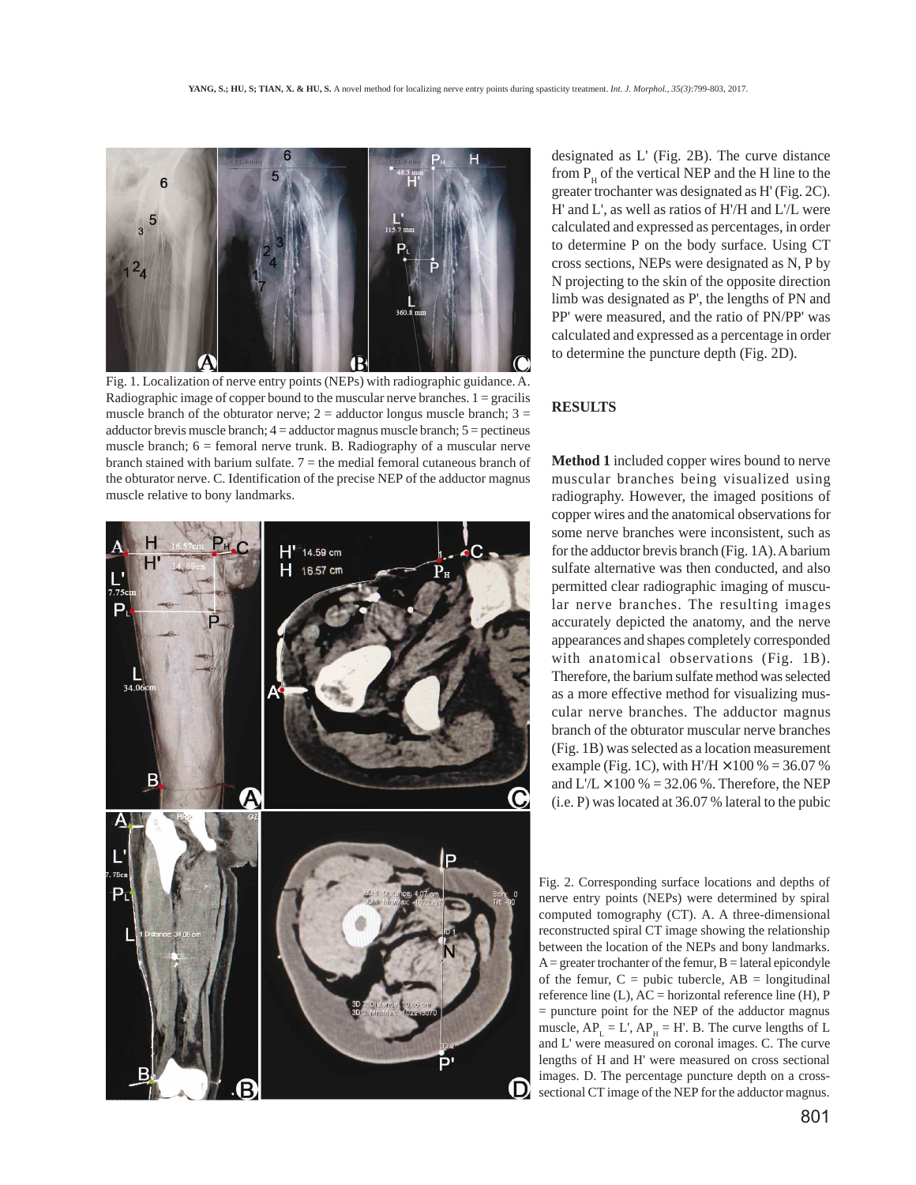Fig. 1. Localization of nerve entry points (NEPs) with radiographic guidance. A. Radiographic image of copper bound to the muscular nerve branches. 1 = gracilis muscle branch of the obturator nerve; 2 = adductor longus muscle branch; 3 = adductor brevis muscle branch; 4 = adductor magnus muscle branch; 5 = pectineus muscle branch; 6 = femoral nerve trunk. B. Radiography of a muscular nerve branch stained with barium sulfate. 7 = the medial femoral cutaneous branch of the obturator nerve. C. Identification of the precise NEP of the adductor magnus muscle relative to bony landmarks.

Fig. 2. Corresponding surface locations and depths of nerve entry points (NEPs) were determined by spiral computed tomography (CT). A. A three-dimensional reconstructed spiral CT image showing the relationship between the location of the NEPs and bony landmarks. A = greater trochanter of the femur, B = lateral epicondyle of the femur, C = pubic tubercle, AB = longitudinal reference line (L), AC = horizontal reference line (H), P = puncture point for the NEP of the adductor magnus muscle, $AP_L$ = L', $AP_H$ = H'. B. The curve lengths of L and L' were measured on coronal images. C. The curve lengths of H and H' were measured on cross sectional images. D. The percentage puncture depth on a cross-sectional CT image of the NEP for the adductor magnus.

designated as L' (Fig. 2B). The curve distance from $P_H$ of the vertical NEP and the H line to the greater trochanter was designated as H' (Fig. 2C). H' and L', as well as ratios of H'/H and L'/L were calculated and expressed as percentages, in order to determine P on the body surface. Using CT cross sections, NEPs were designated as N, P by N projecting to the skin of the opposite direction limb was designated as P', the lengths of PN and PP' were measured, and the ratio of PN/PP' was calculated and expressed as a percentage in order to determine the puncture depth (Fig. 2D).

## RESULTS

**Method 1** included copper wires bound to nerve muscular branches being visualized using radiography. However, the imaged positions of copper wires and the anatomical observations for some nerve branches were inconsistent, such as for the adductor brevis branch (Fig. 1A). A barium sulfate alternative was then conducted, and also permitted clear radiographic imaging of muscular nerve branches. The resulting images accurately depicted the anatomy, and the nerve appearances and shapes completely corresponded with anatomical observations (Fig. 1B). Therefore, the barium sulfate method was selected as a more effective method for visualizing muscular nerve branches. The adductor magnus branch of the obturator muscular nerve branches (Fig. 1B) was selected as a location measurement example (Fig. 1C), with $H'/H \times 100\ \% = 36.07\ \%$ and $L'/L \times 100\ \% = 32.06\ \%$. Therefore, the NEP (i.e. P) was located at 36.07 % lateral to the pubic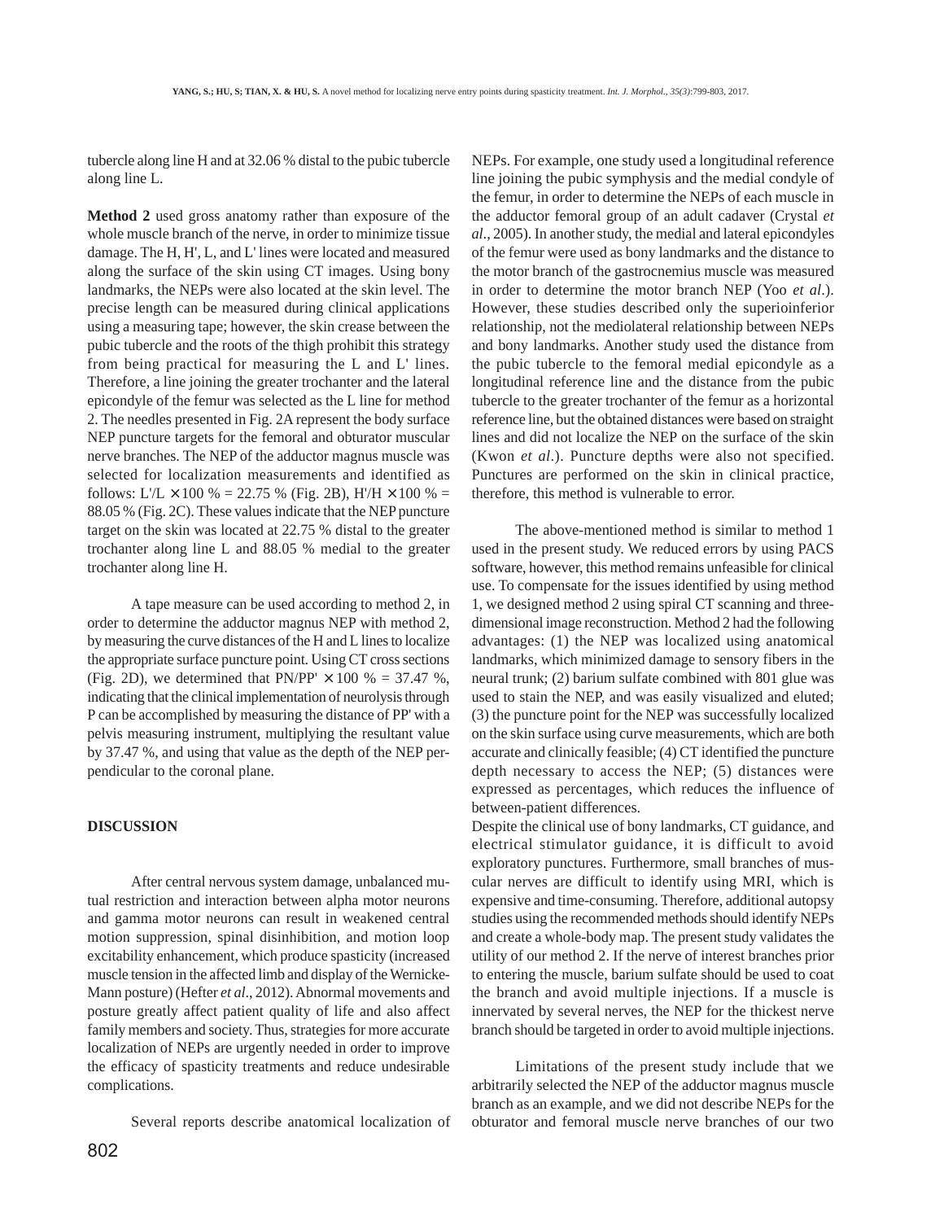tubercle along line H and at 32.06 % distal to the pubic tubercle along line L.

**Method 2** used gross anatomy rather than exposure of the whole muscle branch of the nerve, in order to minimize tissue damage. The H, H', L, and L' lines were located and measured along the surface of the skin using CT images. Using bony landmarks, the NEPs were also located at the skin level. The precise length can be measured during clinical applications using a measuring tape; however, the skin crease between the pubic tubercle and the roots of the thigh prohibit this strategy from being practical for measuring the L and L' lines. Therefore, a line joining the greater trochanter and the lateral epicondyle of the femur was selected as the L line for method 2. The needles presented in Fig. 2A represent the body surface NEP puncture targets for the femoral and obturator muscular nerve branches. The NEP of the adductor magnus muscle was selected for localization measurements and identified as follows: $L'/L \times 100\ \% = 22.75\ \%$ (Fig. 2B), $H'/H \times 100\ \% = 88.05\ \%$ (Fig. 2C). These values indicate that the NEP puncture target on the skin was located at 22.75 % distal to the greater trochanter along line L and 88.05 % medial to the greater trochanter along line H.

A tape measure can be used according to method 2, in order to determine the adductor magnus NEP with method 2, by measuring the curve distances of the H and L lines to localize the appropriate surface puncture point. Using CT cross sections (Fig. 2D), we determined that $PN/PP' \times 100\ \% = 37.47\ \%$, indicating that the clinical implementation of neurolysis through P can be accomplished by measuring the distance of PP' with a pelvis measuring instrument, multiplying the resultant value by 37.47 %, and using that value as the depth of the NEP perpendicular to the coronal plane.

## DISCUSSION

After central nervous system damage, unbalanced mutual restriction and interaction between alpha motor neurons and gamma motor neurons can result in weakened central motion suppression, spinal disinhibition, and motion loop excitability enhancement, which produce spasticity (increased muscle tension in the affected limb and display of the Wernicke-Mann posture) (Hefter *et al*., 2012). Abnormal movements and posture greatly affect patient quality of life and also affect family members and society. Thus, strategies for more accurate localization of NEPs are urgently needed in order to improve the efficacy of spasticity treatments and reduce undesirable complications.

Several reports describe anatomical localization of NEPs. For example, one study used a longitudinal reference line joining the pubic symphysis and the medial condyle of the femur, in order to determine the NEPs of each muscle in the adductor femoral group of an adult cadaver (Crystal *et al*., 2005). In another study, the medial and lateral epicondyles of the femur were used as bony landmarks and the distance to the motor branch of the gastrocnemius muscle was measured in order to determine the motor branch NEP (Yoo *et al*.). However, these studies described only the superioinferior relationship, not the mediolateral relationship between NEPs and bony landmarks. Another study used the distance from the pubic tubercle to the femoral medial epicondyle as a longitudinal reference line and the distance from the pubic tubercle to the greater trochanter of the femur as a horizontal reference line, but the obtained distances were based on straight lines and did not localize the NEP on the surface of the skin (Kwon *et al*.). Puncture depths were also not specified. Punctures are performed on the skin in clinical practice, therefore, this method is vulnerable to error.

The above-mentioned method is similar to method 1 used in the present study. We reduced errors by using PACS software, however, this method remains unfeasible for clinical use. To compensate for the issues identified by using method 1, we designed method 2 using spiral CT scanning and three-dimensional image reconstruction. Method 2 had the following advantages: (1) the NEP was localized using anatomical landmarks, which minimized damage to sensory fibers in the neural trunk; (2) barium sulfate combined with 801 glue was used to stain the NEP, and was easily visualized and eluted; (3) the puncture point for the NEP was successfully localized on the skin surface using curve measurements, which are both accurate and clinically feasible; (4) CT identified the puncture depth necessary to access the NEP; (5) distances were expressed as percentages, which reduces the influence of between-patient differences.

Despite the clinical use of bony landmarks, CT guidance, and electrical stimulator guidance, it is difficult to avoid exploratory punctures. Furthermore, small branches of muscular nerves are difficult to identify using MRI, which is expensive and time-consuming. Therefore, additional autopsy studies using the recommended methods should identify NEPs and create a whole-body map. The present study validates the utility of our method 2. If the nerve of interest branches prior to entering the muscle, barium sulfate should be used to coat the branch and avoid multiple injections. If a muscle is innervated by several nerves, the NEP for the thickest nerve branch should be targeted in order to avoid multiple injections.

Limitations of the present study include that we arbitrarily selected the NEP of the adductor magnus muscle branch as an example, and we did not describe NEPs for the obturator and femoral muscle nerve branches of our two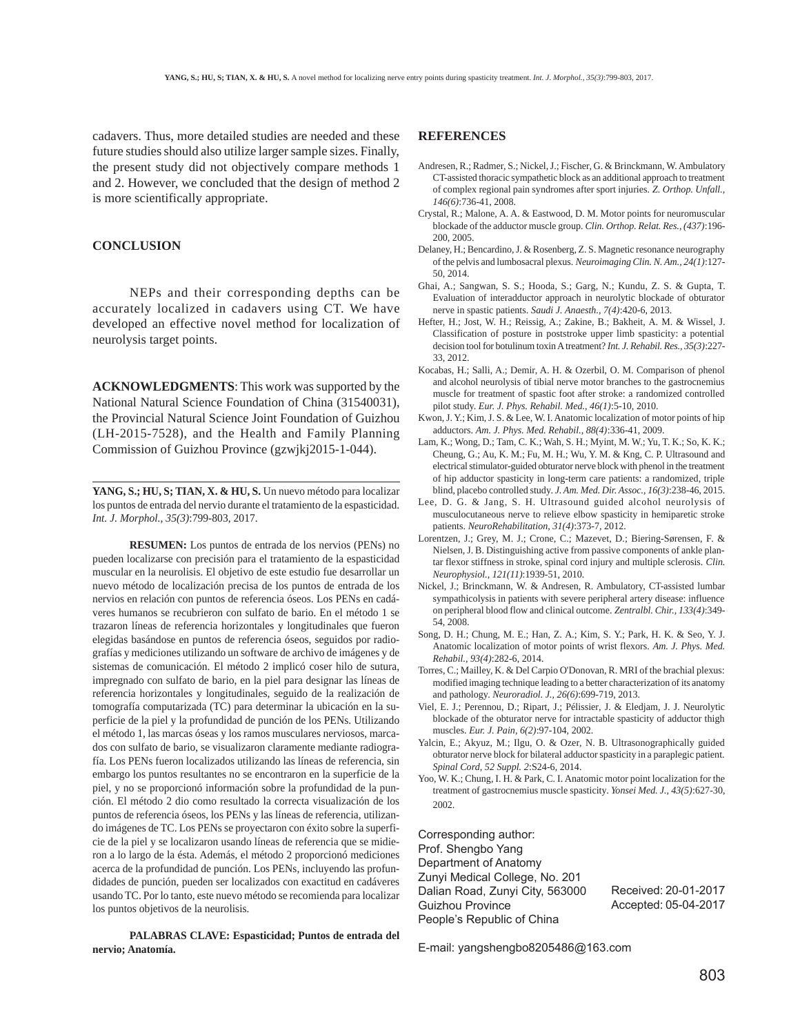cadavers. Thus, more detailed studies are needed and these future studies should also utilize larger sample sizes. Finally, the present study did not objectively compare methods 1 and 2. However, we concluded that the design of method 2 is more scientifically appropriate.

## CONCLUSION

NEPs and their corresponding depths can be accurately localized in cadavers using CT. We have developed an effective novel method for localization of neurolysis target points.

**ACKNOWLEDGMENTS**: This work was supported by the National Natural Science Foundation of China (31540031), the Provincial Natural Science Joint Foundation of Guizhou (LH-2015-7528), and the Health and Family Planning Commission of Guizhou Province (gzwjkj2015-1-044).

---

**YANG, S.; HU, S; TIAN, X. & HU, S.** Un nuevo método para localizar los puntos de entrada del nervio durante el tratamiento de la espasticidad. *Int. J. Morphol., 35(3)*:799-803, 2017.

**RESUMEN:** Los puntos de entrada de los nervios (PENs) no pueden localizarse con precisión para el tratamiento de la espasticidad muscular en la neurolisis. El objetivo de este estudio fue desarrollar un nuevo método de localización precisa de los puntos de entrada de los nervios en relación con puntos de referencia óseos. Los PENs en cadáveres humanos se recubrieron con sulfato de bario. En el método 1 se trazaron líneas de referencia horizontales y longitudinales que fueron elegidas basándose en puntos de referencia óseos, seguidos por radiografías y mediciones utilizando un software de archivo de imágenes y de sistemas de comunicación. El método 2 implicó coser hilo de sutura, impregnado con sulfato de bario, en la piel para designar las líneas de referencia horizontales y longitudinales, seguido de la realización de tomografía computarizada (TC) para determinar la ubicación en la superficie de la piel y la profundidad de punción de los PENs. Utilizando el método 1, las marcas óseas y los ramos musculares nerviosos, marcados con sulfato de bario, se visualizaron claramente mediante radiografía. Los PENs fueron localizados utilizando las líneas de referencia, sin embargo los puntos resultantes no se encontraron en la superficie de la piel, y no se proporcionó información sobre la profundidad de la punción. El método 2 dio como resultado la correcta visualización de los puntos de referencia óseos, los PENs y las líneas de referencia, utilizando imágenes de TC. Los PENs se proyectaron con éxito sobre la superficie de la piel y se localizaron usando líneas de referencia que se midieron a lo largo de ésta. Además, el método 2 proporcionó mediciones acerca de la profundidad de punción. Los PENs, incluyendo las profundidades de punción, pueden ser localizados con exactitud en cadáveres usando TC. Por lo tanto, este nuevo método se recomienda para localizar los puntos objetivos de la neurolisis.

**PALABRAS CLAVE: Espasticidad; Puntos de entrada del nervio; Anatomía.**

## REFERENCES

Andresen, R.; Radmer, S.; Nickel, J.; Fischer, G. & Brinckmann, W. Ambulatory CT-assisted thoracic sympathetic block as an additional approach to treatment of complex regional pain syndromes after sport injuries. *Z. Orthop. Unfall., 146(6)*:736-41, 2008.

Crystal, R.; Malone, A. A. & Eastwood, D. M. Motor points for neuromuscular blockade of the adductor muscle group. *Clin. Orthop. Relat. Res., (437)*:196-200, 2005.

Delaney, H.; Bencardino, J. & Rosenberg, Z. S. Magnetic resonance neurography of the pelvis and lumbosacral plexus. *Neuroimaging Clin. N. Am., 24(1)*:127-50, 2014.

Ghai, A.; Sangwan, S. S.; Hooda, S.; Garg, N.; Kundu, Z. S. & Gupta, T. Evaluation of interadductor approach in neurolytic blockade of obturator nerve in spastic patients. *Saudi J. Anaesth., 7(4)*:420-6, 2013.

Hefter, H.; Jost, W. H.; Reissig, A.; Zakine, B.; Bakheit, A. M. & Wissel, J. Classification of posture in poststroke upper limb spasticity: a potential decision tool for botulinum toxin A treatment? *Int. J. Rehabil. Res., 35(3)*:227-33, 2012.

Kocabas, H.; Salli, A.; Demir, A. H. & Ozerbil, O. M. Comparison of phenol and alcohol neurolysis of tibial nerve motor branches to the gastrocnemius muscle for treatment of spastic foot after stroke: a randomized controlled pilot study. *Eur. J. Phys. Rehabil. Med., 46(1)*:5-10, 2010.

Kwon, J. Y.; Kim, J. S. & Lee, W. I. Anatomic localization of motor points of hip adductors. *Am. J. Phys. Med. Rehabil., 88(4)*:336-41, 2009.

Lam, K.; Wong, D.; Tam, C. K.; Wah, S. H.; Myint, M. W.; Yu, T. K.; So, K. K.; Cheung, G.; Au, K. M.; Fu, M. H.; Wu, Y. M. & Kng, C. P. Ultrasound and electrical stimulator-guided obturator nerve block with phenol in the treatment of hip adductor spasticity in long-term care patients: a randomized, triple blind, placebo controlled study. *J. Am. Med. Dir. Assoc., 16(3)*:238-46, 2015.

Lee, D. G. & Jang, S. H. Ultrasound guided alcohol neurolysis of musculocutaneous nerve to relieve elbow spasticity in hemiparetic stroke patients. *NeuroRehabilitation, 31(4)*:373-7, 2012.

Lorentzen, J.; Grey, M. J.; Crone, C.; Mazevet, D.; Biering-Sørensen, F. & Nielsen, J. B. Distinguishing active from passive components of ankle plantar flexor stiffness in stroke, spinal cord injury and multiple sclerosis. *Clin. Neurophysiol., 121(11)*:1939-51, 2010.

Nickel, J.; Brinckmann, W. & Andresen, R. Ambulatory, CT-assisted lumbar sympathicolysis in patients with severe peripheral artery disease: influence on peripheral blood flow and clinical outcome. *Zentralbl. Chir., 133(4)*:349-54, 2008.

Song, D. H.; Chung, M. E.; Han, Z. A.; Kim, S. Y.; Park, H. K. & Seo, Y. J. Anatomic localization of motor points of wrist flexors. *Am. J. Phys. Med. Rehabil., 93(4)*:282-6, 2014.

Torres, C.; Mailley, K. & Del Carpio O'Donovan, R. MRI of the brachial plexus: modified imaging technique leading to a better characterization of its anatomy and pathology. *Neuroradiol. J., 26(6)*:699-719, 2013.

Viel, E. J.; Perennou, D.; Ripart, J.; Pélissier, J. & Eledjam, J. J. Neurolytic blockade of the obturator nerve for intractable spasticity of adductor thigh muscles. *Eur. J. Pain, 6(2)*:97-104, 2002.

Yalcin, E.; Akyuz, M.; Ilgu, O. & Ozer, N. B. Ultrasonographically guided obturator nerve block for bilateral adductor spasticity in a paraplegic patient. *Spinal Cord, 52 Suppl. 2*:S24-6, 2014.

Yoo, W. K.; Chung, I. H. & Park, C. I. Anatomic motor point localization for the treatment of gastrocnemius muscle spasticity. *Yonsei Med. J., 43(5)*:627-30, 2002.

Corresponding author:
Prof. Shengbo Yang
Department of Anatomy
Zunyi Medical College, No. 201
Dalian Road, Zunyi City, 563000
Guizhou Province
People's Republic of China

E-mail: yangshengbo8205486@163.com

Received: 20-01-2017
Accepted: 05-04-2017